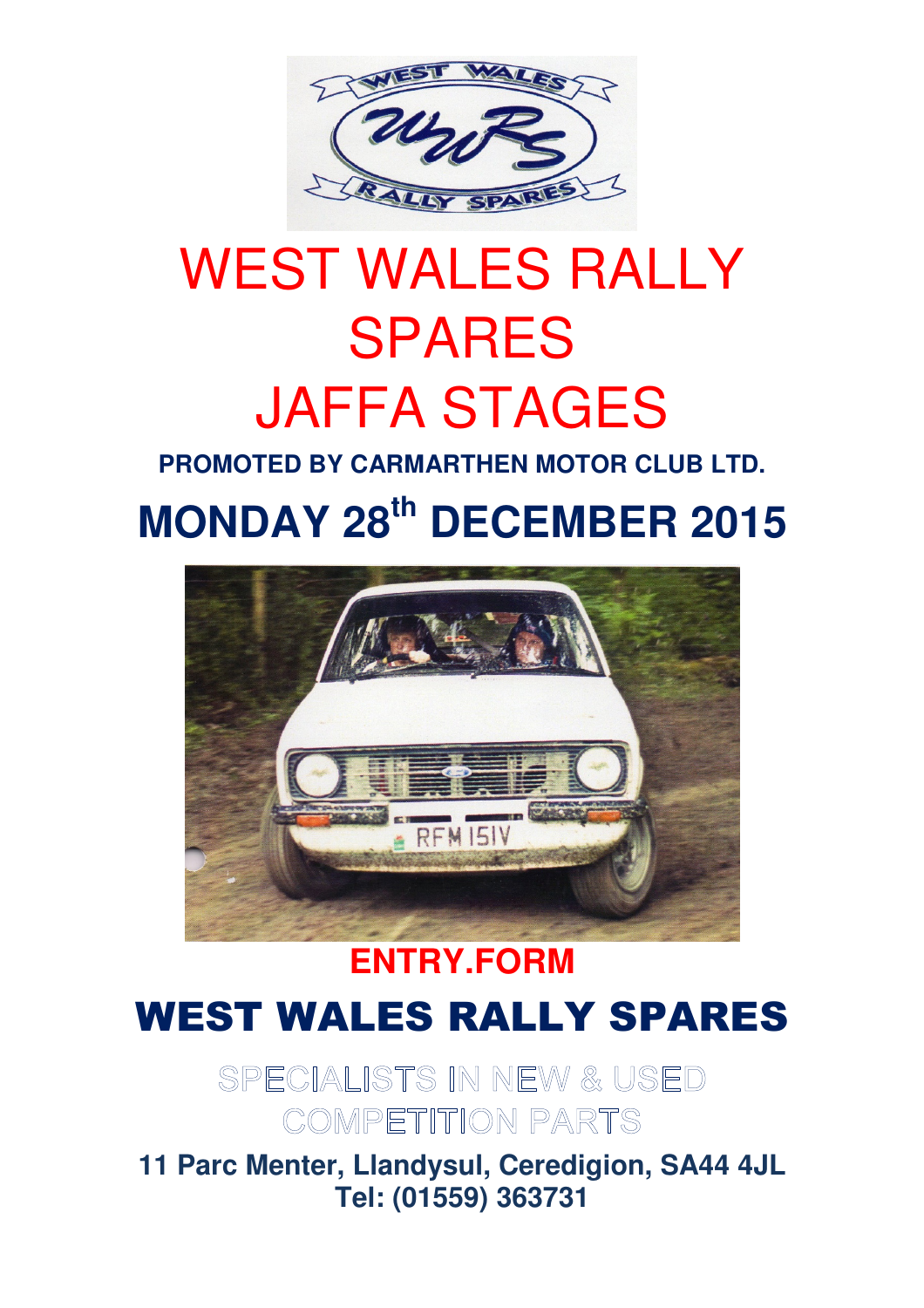# WEST WALES RALLY SPARES JAFFA STAGES

**PROMOTED BY CARMARTHEN MOTOR CLUB LTD.**

## MONDAY 28th DECEMBER 2015

**ENTRY.FORM**

## WEST WALES RALLY SPARES

SPECIALISTS IN NEW & USED COMPETITION PARTS

**11 Parc Menter, Llandysul, Ceredigion, SA44 4JL**
**Tel: (01559) 363731**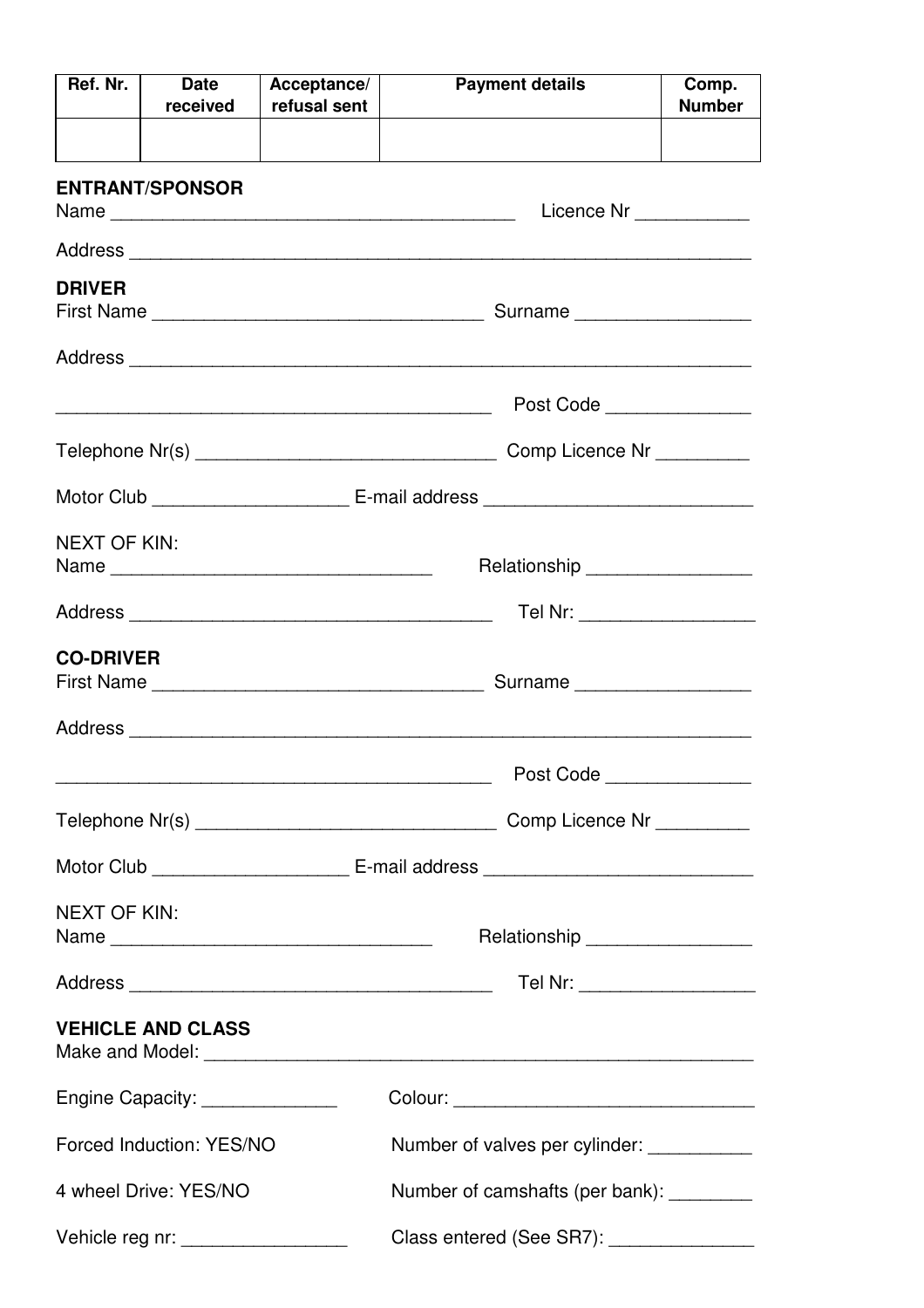| Ref. Nr. | Date received | Acceptance/ refusal sent | Payment details | Comp. Number |
|---|---|---|---|---|
| | | | | |

**ENTRANT/SPONSOR**

Name ________________________________________ Licence Nr ___________

Address ______________________________________________________________

**DRIVER**

First Name _________________________________ Surname _________________

Address ______________________________________________________________

____________________________________________ Post Code ______________

Telephone Nr(s) ______________________________ Comp Licence Nr _________

Motor Club ___________________ E-mail address __________________________

NEXT OF KIN:

Name _______________________________ Relationship ________________

Address ____________________________________ Tel Nr: _________________

**CO-DRIVER**

First Name _________________________________ Surname _________________

Address ______________________________________________________________

____________________________________________ Post Code ______________

Telephone Nr(s) ______________________________ Comp Licence Nr _________

Motor Club ___________________ E-mail address __________________________

NEXT OF KIN:

Name _______________________________ Relationship ________________

Address ____________________________________ Tel Nr: _________________

**VEHICLE AND CLASS**

Make and Model: _______________________________________________________

Engine Capacity: _____________ Colour: ______________________________

Forced Induction: YES/NO Number of valves per cylinder: __________

4 wheel Drive: YES/NO Number of camshafts (per bank): ________

Vehicle reg nr: ________________ Class entered (See SR7): ______________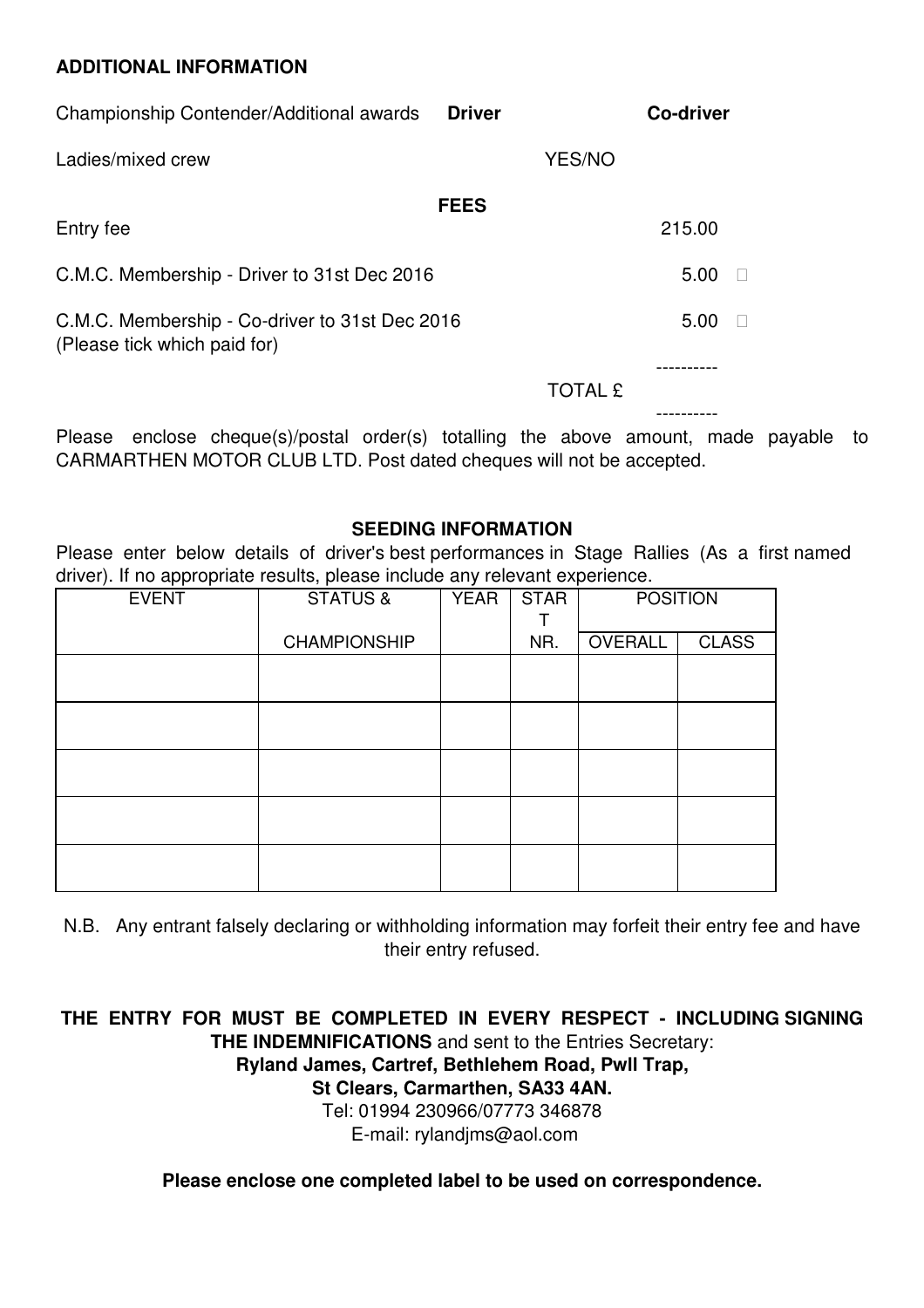**ADDITIONAL INFORMATION**

Championship Contender/Additional awards **Driver** **Co-driver**

Ladies/mixed crew YES/NO

**FEES**

| | |
|---|---|
| Entry fee | 215.00 |
| C.M.C. Membership - Driver to 31st Dec 2016 | 5.00 ☐ |
| C.M.C. Membership - Co-driver to 31st Dec 2016 (Please tick which paid for) | 5.00 ☐ |
| TOTAL £ | |

Please enclose cheque(s)/postal order(s) totalling the above amount, made payable to CARMARTHEN MOTOR CLUB LTD. Post dated cheques will not be accepted.

**SEEDING INFORMATION**

Please enter below details of driver's best performances in Stage Rallies (As a first named driver). If no appropriate results, please include any relevant experience.

| EVENT | STATUS & CHAMPIONSHIP | YEAR | START NR. | POSITION | |
|---|---|---|---|---|---|
| | | | | OVERALL | CLASS |
| | | | | | |
| | | | | | |
| | | | | | |
| | | | | | |
| | | | | | |

N.B. Any entrant falsely declaring or withholding information may forfeit their entry fee and have their entry refused.

**THE ENTRY FOR MUST BE COMPLETED IN EVERY RESPECT - INCLUDING SIGNING THE INDEMNIFICATIONS** and sent to the Entries Secretary:
**Ryland James, Cartref, Bethlehem Road, Pwll Trap,**
**St Clears, Carmarthen, SA33 4AN.**
Tel: 01994 230966/07773 346878
E-mail: rylandjms@aol.com

**Please enclose one completed label to be used on correspondence.**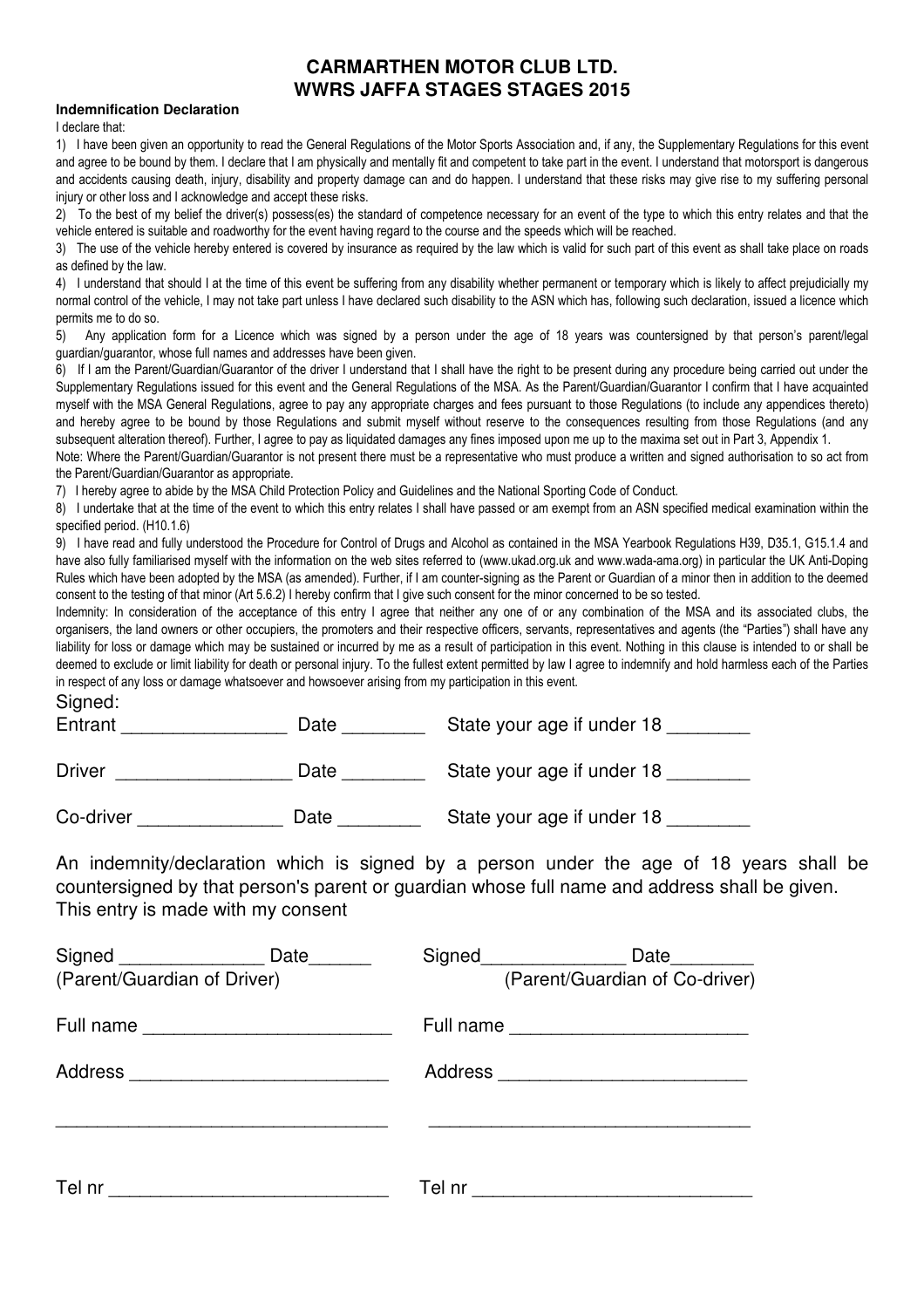# CARMARTHEN MOTOR CLUB LTD.
# WWRS JAFFA STAGES STAGES 2015

**Indemnification Declaration**

I declare that:

1) I have been given an opportunity to read the General Regulations of the Motor Sports Association and, if any, the Supplementary Regulations for this event and agree to be bound by them. I declare that I am physically and mentally fit and competent to take part in the event. I understand that motorsport is dangerous and accidents causing death, injury, disability and property damage can and do happen. I understand that these risks may give rise to my suffering personal injury or other loss and I acknowledge and accept these risks.

2) To the best of my belief the driver(s) possess(es) the standard of competence necessary for an event of the type to which this entry relates and that the vehicle entered is suitable and roadworthy for the event having regard to the course and the speeds which will be reached.

3) The use of the vehicle hereby entered is covered by insurance as required by the law which is valid for such part of this event as shall take place on roads as defined by the law.

4) I understand that should I at the time of this event be suffering from any disability whether permanent or temporary which is likely to affect prejudicially my normal control of the vehicle, I may not take part unless I have declared such disability to the ASN which has, following such declaration, issued a licence which permits me to do so.

5) Any application form for a Licence which was signed by a person under the age of 18 years was countersigned by that person's parent/legal guardian/guarantor, whose full names and addresses have been given.

6) If I am the Parent/Guardian/Guarantor of the driver I understand that I shall have the right to be present during any procedure being carried out under the Supplementary Regulations issued for this event and the General Regulations of the MSA. As the Parent/Guardian/Guarantor I confirm that I have acquainted myself with the MSA General Regulations, agree to pay any appropriate charges and fees pursuant to those Regulations (to include any appendices thereto) and hereby agree to be bound by those Regulations and submit myself without reserve to the consequences resulting from those Regulations (and any subsequent alteration thereof). Further, I agree to pay as liquidated damages any fines imposed upon me up to the maxima set out in Part 3, Appendix 1.

Note: Where the Parent/Guardian/Guarantor is not present there must be a representative who must produce a written and signed authorisation to so act from the Parent/Guardian/Guarantor as appropriate.

7) I hereby agree to abide by the MSA Child Protection Policy and Guidelines and the National Sporting Code of Conduct.

8) I undertake that at the time of the event to which this entry relates I shall have passed or am exempt from an ASN specified medical examination within the specified period. (H10.1.6)

9) I have read and fully understood the Procedure for Control of Drugs and Alcohol as contained in the MSA Yearbook Regulations H39, D35.1, G15.1.4 and have also fully familiarised myself with the information on the web sites referred to (www.ukad.org.uk and www.wada-ama.org) in particular the UK Anti-Doping Rules which have been adopted by the MSA (as amended). Further, if I am counter-signing as the Parent or Guardian of a minor then in addition to the deemed consent to the testing of that minor (Art 5.6.2) I hereby confirm that I give such consent for the minor concerned to be so tested.

Indemnity: In consideration of the acceptance of this entry I agree that neither any one of or any combination of the MSA and its associated clubs, the organisers, the land owners or other occupiers, the promoters and their respective officers, servants, representatives and agents (the "Parties") shall have any liability for loss or damage which may be sustained or incurred by me as a result of participation in this event. Nothing in this clause is intended to or shall be deemed to exclude or limit liability for death or personal injury. To the fullest extent permitted by law I agree to indemnify and hold harmless each of the Parties in respect of any loss or damage whatsoever and howsoever arising from my participation in this event.

Signed:

Entrant ________________ Date ________ State your age if under 18 ________

Driver _________________ Date ________ State your age if under 18 ________

Co-driver ______________ Date ________ State your age if under 18 ________

An indemnity/declaration which is signed by a person under the age of 18 years shall be countersigned by that person's parent or guardian whose full name and address shall be given.
This entry is made with my consent

Signed ______________ Date______
(Parent/Guardian of Driver)

Full name ________________________

Address _________________________

_________________________________

Tel nr ___________________________

Signed______________ Date________
(Parent/Guardian of Co-driver)

Full name ______________________

Address ________________________

_________________________________

Tel nr ___________________________